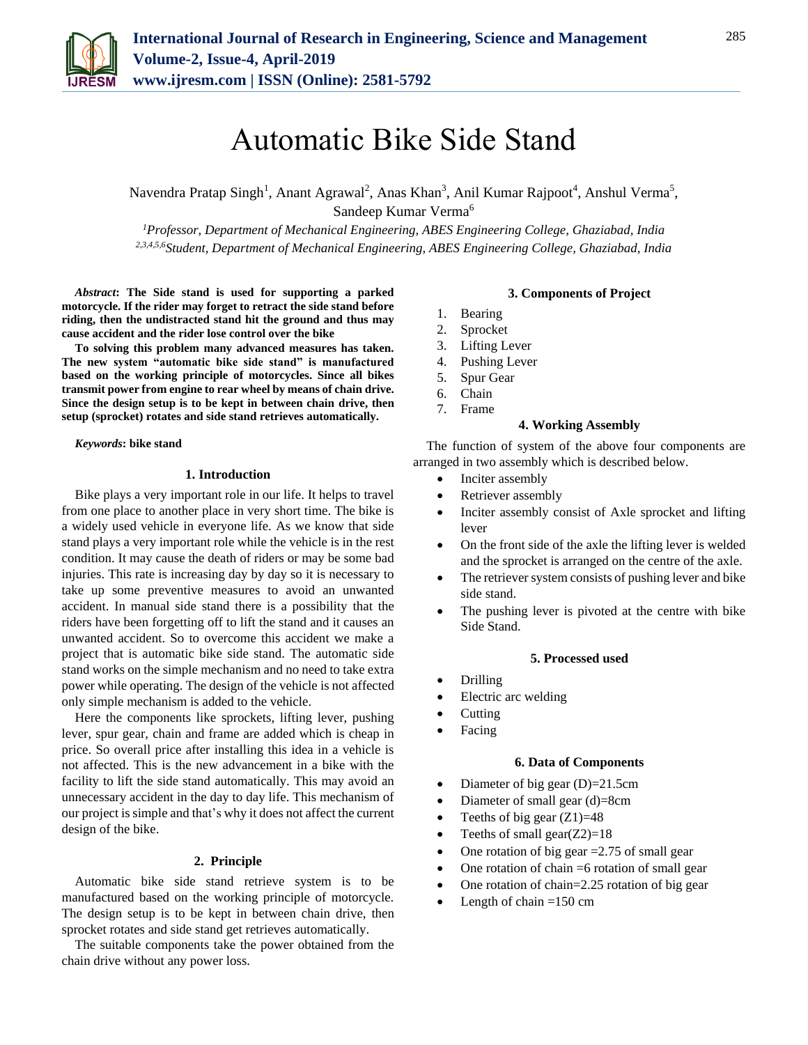# Automatic Bike Side Stand

Navendra Pratap Singh[1], Anant Agrawal[2], Anas Khan[3], Anil Kumar Rajpoot[4], Anshul Verma[5], Sandeep Kumar Verma[6]

[1]*Professor, Department of Mechanical Engineering, ABES Engineering College, Ghaziabad, India*
[2,3,4,5,6]*Student, Department of Mechanical Engineering, ABES Engineering College, Ghaziabad, India*

***Abstract*: The Side stand is used for supporting a parked motorcycle. If the rider may forget to retract the side stand before riding, then the undistracted stand hit the ground and thus may cause accident and the rider lose control over the bike**

**To solving this problem many advanced measures has taken. The new system "automatic bike side stand" is manufactured based on the working principle of motorcycles. Since all bikes transmit power from engine to rear wheel by means of chain drive. Since the design setup is to be kept in between chain drive, then setup (sprocket) rotates and side stand retrieves automatically.**

***Keywords*: bike stand**

## 1. Introduction

Bike plays a very important role in our life. It helps to travel from one place to another place in very short time. The bike is a widely used vehicle in everyone life. As we know that side stand plays a very important role while the vehicle is in the rest condition. It may cause the death of riders or may be some bad injuries. This rate is increasing day by day so it is necessary to take up some preventive measures to avoid an unwanted accident. In manual side stand there is a possibility that the riders have been forgetting off to lift the stand and it causes an unwanted accident. So to overcome this accident we make a project that is automatic bike side stand. The automatic side stand works on the simple mechanism and no need to take extra power while operating. The design of the vehicle is not affected only simple mechanism is added to the vehicle.

Here the components like sprockets, lifting lever, pushing lever, spur gear, chain and frame are added which is cheap in price. So overall price after installing this idea in a vehicle is not affected. This is the new advancement in a bike with the facility to lift the side stand automatically. This may avoid an unnecessary accident in the day to day life. This mechanism of our project is simple and that's why it does not affect the current design of the bike.

## 2. Principle

Automatic bike side stand retrieve system is to be manufactured based on the working principle of motorcycle. The design setup is to be kept in between chain drive, then sprocket rotates and side stand get retrieves automatically.

The suitable components take the power obtained from the chain drive without any power loss.

## 3. Components of Project

1. Bearing
2. Sprocket
3. Lifting Lever
4. Pushing Lever
5. Spur Gear
6. Chain
7. Frame

## 4. Working Assembly

The function of system of the above four components are arranged in two assembly which is described below.

- Inciter assembly
- Retriever assembly
- Inciter assembly consist of Axle sprocket and lifting lever
- On the front side of the axle the lifting lever is welded and the sprocket is arranged on the centre of the axle.
- The retriever system consists of pushing lever and bike side stand.
- The pushing lever is pivoted at the centre with bike Side Stand.

## 5. Processed used

- Drilling
- Electric arc welding
- Cutting
- Facing

## 6. Data of Components

- Diameter of big gear (D)=21.5cm
- Diameter of small gear (d)=8cm
- Teeths of big gear (Z1)=48
- Teeths of small gear(Z2)=18
- One rotation of big gear =2.75 of small gear
- One rotation of chain =6 rotation of small gear
- One rotation of chain=2.25 rotation of big gear
- Length of chain =150 cm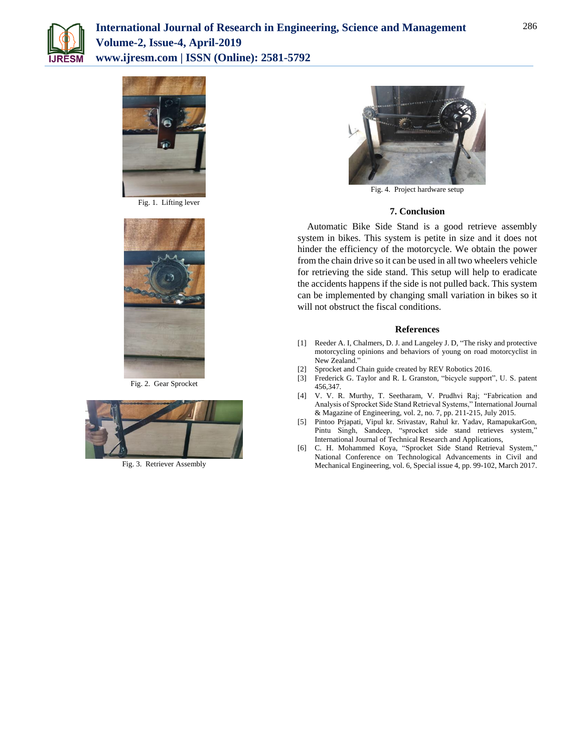Fig. 1. Lifting lever

Fig. 2. Gear Sprocket

Fig. 3. Retriever Assembly

Fig. 4. Project hardware setup

## 7. Conclusion

Automatic Bike Side Stand is a good retrieve assembly system in bikes. This system is petite in size and it does not hinder the efficiency of the motorcycle. We obtain the power from the chain drive so it can be used in all two wheelers vehicle for retrieving the side stand. This setup will help to eradicate the accidents happens if the side is not pulled back. This system can be implemented by changing small variation in bikes so it will not obstruct the fiscal conditions.

## References

[1] Reeder A. I, Chalmers, D. J. and Langeley J. D, "The risky and protective motorcycling opinions and behaviors of young on road motorcyclist in New Zealand."

[2] Sprocket and Chain guide created by REV Robotics 2016.

[3] Frederick G. Taylor and R. L Granston, "bicycle support", U. S. patent 456,347.

[4] V. V. R. Murthy, T. Seetharam, V. Prudhvi Raj; "Fabrication and Analysis of Sprocket Side Stand Retrieval Systems," International Journal & Magazine of Engineering, vol. 2, no. 7, pp. 211-215, July 2015.

[5] Pintoo Prjapati, Vipul kr. Srivastav, Rahul kr. Yadav, RamapukarGon, Pintu Singh, Sandeep, "sprocket side stand retrieves system," International Journal of Technical Research and Applications,

[6] C. H. Mohammed Koya, "Sprocket Side Stand Retrieval System," National Conference on Technological Advancements in Civil and Mechanical Engineering, vol. 6, Special issue 4, pp. 99-102, March 2017.